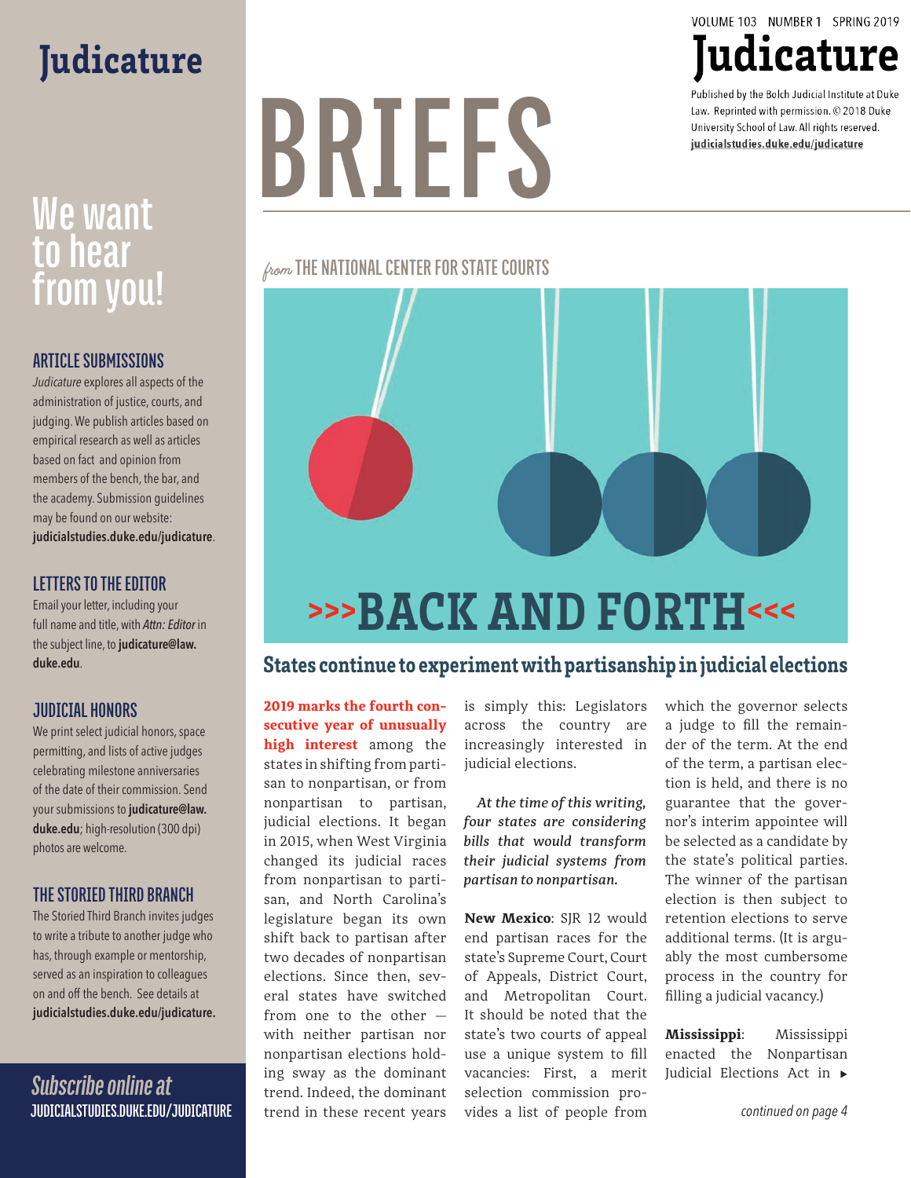# Judicature

# We want to hear from you!

### ARTICLE SUBMISSIONS

*Judicature* explores all aspects of the administration of justice, courts, and judging. We publish articles based on empirical research as well as articles based on fact and opinion from members of the bench, the bar, and the academy. Submission guidelines may be found on our website: **judicialstudies.duke.edu/judicature**.

### LETTERS TO THE EDITOR

Email your letter, including your full name and title, with *Attn: Editor* in the subject line, to **judicature@law.duke.edu**.

### JUDICIAL HONORS

We print select judicial honors, space permitting, and lists of active judges celebrating milestone anniversaries of the date of their commission. Send your submissions to **judicature@law.duke.edu**; high-resolution (300 dpi) photos are welcome.

### THE STORIED THIRD BRANCH

The Storied Third Branch invites judges to write a tribute to another judge who has, through example or mentorship, served as an inspiration to colleagues on and off the bench. See details at **judicialstudies.duke.edu/judicature.**

*Subscribe online at*
JUDICIALSTUDIES.DUKE.EDU/JUDICATURE

Judicature

Published by the Bolch Judicial Institute at Duke Law. Reprinted with permission. © 2018 Duke University School of Law. All rights reserved. judicialstudies.duke.edu/judicature

# BRIEFS

*from* THE NATIONAL CENTER FOR STATE COURTS

## >>>BACK AND FORTH<<<

### States continue to experiment with partisanship in judicial elections

**2019 marks the fourth consecutive year of unusually high interest** among the states in shifting from partisan to nonpartisan, or from nonpartisan to partisan, judicial elections. It began in 2015, when West Virginia changed its judicial races from nonpartisan to partisan, and North Carolina's legislature began its own shift back to partisan after two decades of nonpartisan elections. Since then, several states have switched from one to the other — with neither partisan nor nonpartisan elections holding sway as the dominant trend. Indeed, the dominant trend in these recent years is simply this: Legislators across the country are increasingly interested in judicial elections.

***At the time of this writing, four states are considering bills that would transform their judicial systems from partisan to nonpartisan.***

**New Mexico**: SJR 12 would end partisan races for the state's Supreme Court, Court of Appeals, District Court, and Metropolitan Court. It should be noted that the state's two courts of appeal use a unique system to fill vacancies: First, a merit selection commission provides a list of people from which the governor selects a judge to fill the remainder of the term. At the end of the term, a partisan election is held, and there is no guarantee that the governor's interim appointee will be selected as a candidate by the state's political parties. The winner of the partisan election is then subject to retention elections to serve additional terms. (It is arguably the most cumbersome process in the country for filling a judicial vacancy.)

**Mississippi**: Mississippi enacted the Nonpartisan Judicial Elections Act in ▸

*continued on page 4*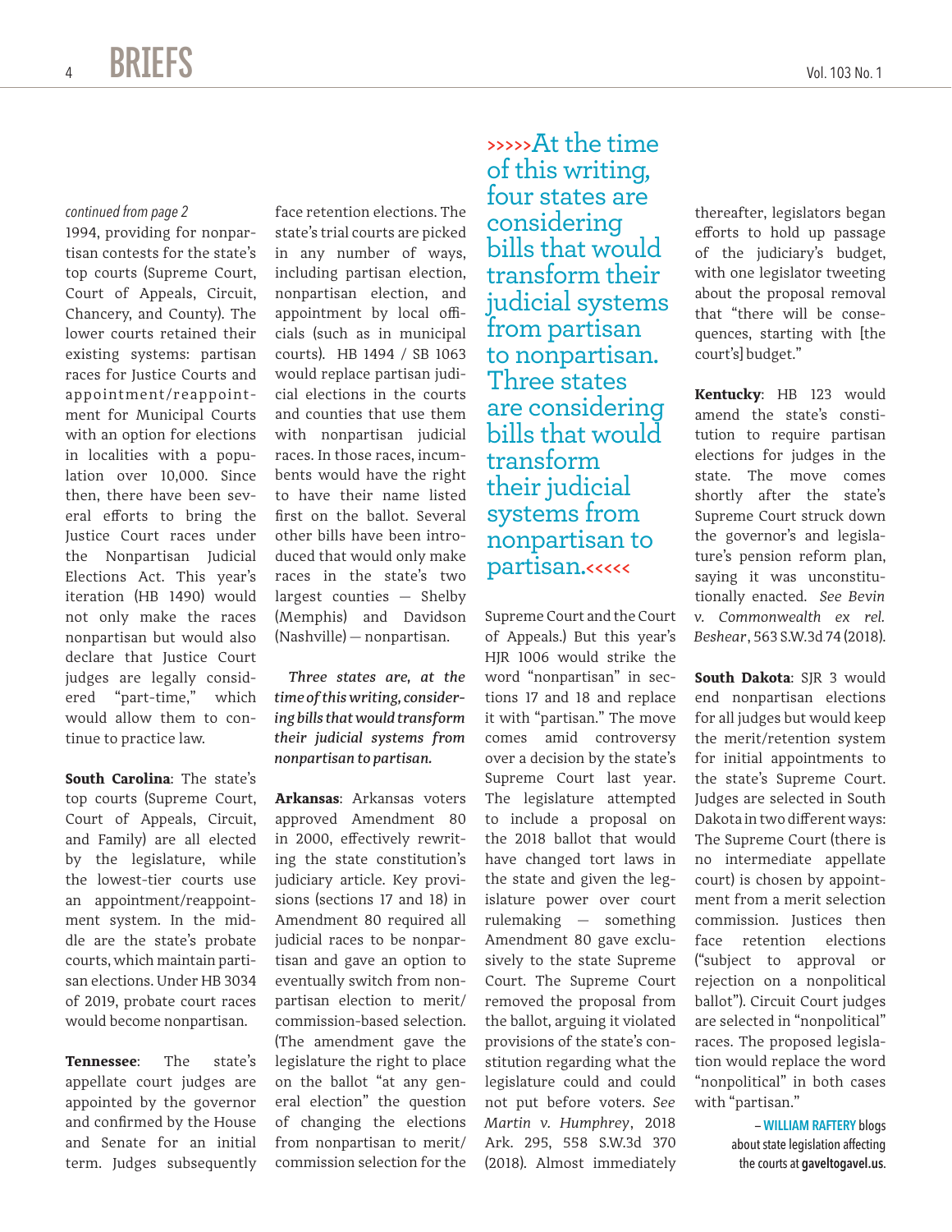*continued from page 2*

1994, providing for nonpartisan contests for the state's top courts (Supreme Court, Court of Appeals, Circuit, Chancery, and County). The lower courts retained their existing systems: partisan races for Justice Courts and appointment/reappointment for Municipal Courts with an option for elections in localities with a population over 10,000. Since then, there have been several efforts to bring the Justice Court races under the Nonpartisan Judicial Elections Act. This year's iteration (HB 1490) would not only make the races nonpartisan but would also declare that Justice Court judges are legally considered "part-time," which would allow them to continue to practice law.

**South Carolina**: The state's top courts (Supreme Court, Court of Appeals, Circuit, and Family) are all elected by the legislature, while the lowest-tier courts use an appointment/reappointment system. In the middle are the state's probate courts, which maintain partisan elections. Under HB 3034 of 2019, probate court races would become nonpartisan.

**Tennessee**: The state's appellate court judges are appointed by the governor and confirmed by the House and Senate for an initial term. Judges subsequently face retention elections. The state's trial courts are picked in any number of ways, including partisan election, nonpartisan election, and appointment by local officials (such as in municipal courts). HB 1494 / SB 1063 would replace partisan judicial elections in the courts and counties that use them with nonpartisan judicial races. In those races, incumbents would have the right to have their name listed first on the ballot. Several other bills have been introduced that would only make races in the state's two largest counties — Shelby (Memphis) and Davidson (Nashville) — nonpartisan.

*Three states are, at the time of this writing, considering bills that would transform their judicial systems from nonpartisan to partisan.*

**Arkansas**: Arkansas voters approved Amendment 80 in 2000, effectively rewriting the state constitution's judiciary article. Key provisions (sections 17 and 18) in Amendment 80 required all judicial races to be nonpartisan and gave an option to eventually switch from nonpartisan election to merit/commission-based selection. (The amendment gave the legislature the right to place on the ballot "at any general election" the question of changing the elections from nonpartisan to merit/commission selection for the Supreme Court and the Court of Appeals.) But this year's HJR 1006 would strike the word "nonpartisan" in sections 17 and 18 and replace it with "partisan." The move comes amid controversy over a decision by the state's Supreme Court last year. The legislature attempted to include a proposal on the 2018 ballot that would have changed tort laws in the state and given the legislature power over court rulemaking — something Amendment 80 gave exclusively to the state Supreme Court. The Supreme Court removed the proposal from the ballot, arguing it violated provisions of the state's constitution regarding what the legislature could and could not put before voters. *See Martin v. Humphrey*, 2018 Ark. 295, 558 S.W.3d 370 (2018). Almost immediately thereafter, legislators began efforts to hold up passage of the judiciary's budget, with one legislator tweeting about the proposal removal that "there will be consequences, starting with [the court's] budget."

**Kentucky**: HB 123 would amend the state's constitution to require partisan elections for judges in the state. The move comes shortly after the state's Supreme Court struck down the governor's and legislature's pension reform plan, saying it was unconstitutionally enacted. *See Bevin v. Commonwealth ex rel. Beshear*, 563 S.W.3d 74 (2018).

**South Dakota**: SJR 3 would end nonpartisan elections for all judges but would keep the merit/retention system for initial appointments to the state's Supreme Court. Judges are selected in South Dakota in two different ways: The Supreme Court (there is no intermediate appellate court) is chosen by appointment from a merit selection commission. Justices then face retention elections ("subject to approval or rejection on a nonpolitical ballot"). Circuit Court judges are selected in "nonpolitical" races. The proposed legislation would replace the word "nonpolitical" in both cases with "partisan."

– **WILLIAM RAFTERY** blogs about state legislation affecting the courts at **gaveltogavel.us**.